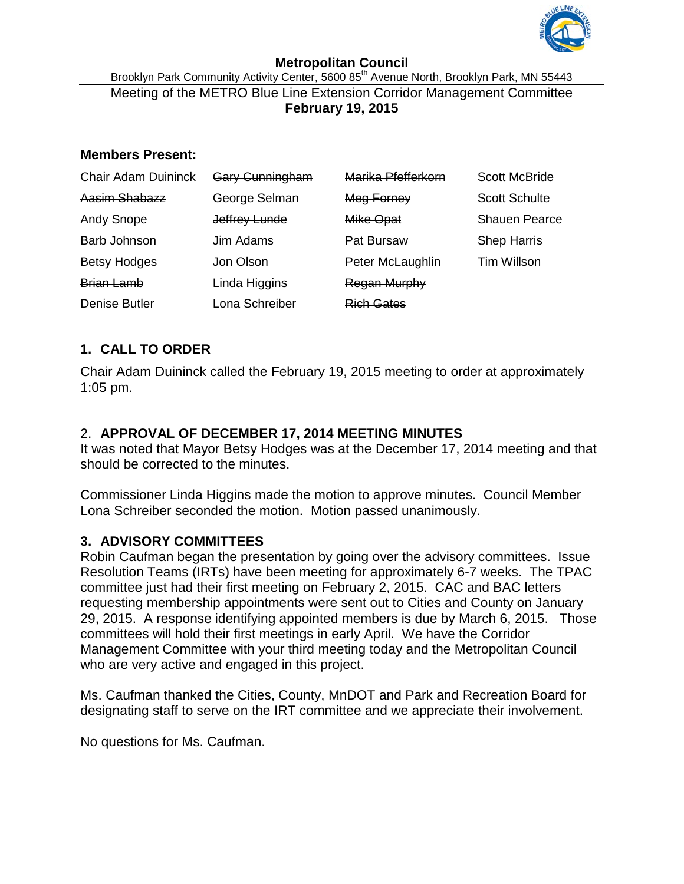# Metropolitan Council

Brooklyn Park Community Activity Center, 5600 85th Avenue North, Brooklyn Park, MN 55443

Meeting of the METRO Blue Line Extension Corridor Management Committee

**February 19, 2015**

**Members Present:**

| | | | |
|---|---|---|---|
| Chair Adam Duininck | ~~Gary Cunningham~~ | ~~Marika Pfefferkorn~~ | Scott McBride |
| ~~Aasim Shabazz~~ | George Selman | ~~Meg Forney~~ | Scott Schulte |
| Andy Snope | ~~Jeffrey Lunde~~ | ~~Mike Opat~~ | Shauen Pearce |
| ~~Barb Johnson~~ | Jim Adams | ~~Pat Bursaw~~ | Shep Harris |
| Betsy Hodges | ~~Jon Olson~~ | ~~Peter McLaughlin~~ | Tim Willson |
| ~~Brian Lamb~~ | Linda Higgins | ~~Regan Murphy~~ | |
| Denise Butler | Lona Schreiber | ~~Rich Gates~~ | |

## 1. CALL TO ORDER

Chair Adam Duininck called the February 19, 2015 meeting to order at approximately 1:05 pm.

## 2. APPROVAL OF DECEMBER 17, 2014 MEETING MINUTES

It was noted that Mayor Betsy Hodges was at the December 17, 2014 meeting and that should be corrected to the minutes.

Commissioner Linda Higgins made the motion to approve minutes. Council Member Lona Schreiber seconded the motion. Motion passed unanimously.

## 3. ADVISORY COMMITTEES

Robin Caufman began the presentation by going over the advisory committees. Issue Resolution Teams (IRTs) have been meeting for approximately 6-7 weeks. The TPAC committee just had their first meeting on February 2, 2015. CAC and BAC letters requesting membership appointments were sent out to Cities and County on January 29, 2015. A response identifying appointed members is due by March 6, 2015. Those committees will hold their first meetings in early April. We have the Corridor Management Committee with your third meeting today and the Metropolitan Council who are very active and engaged in this project.

Ms. Caufman thanked the Cities, County, MnDOT and Park and Recreation Board for designating staff to serve on the IRT committee and we appreciate their involvement.

No questions for Ms. Caufman.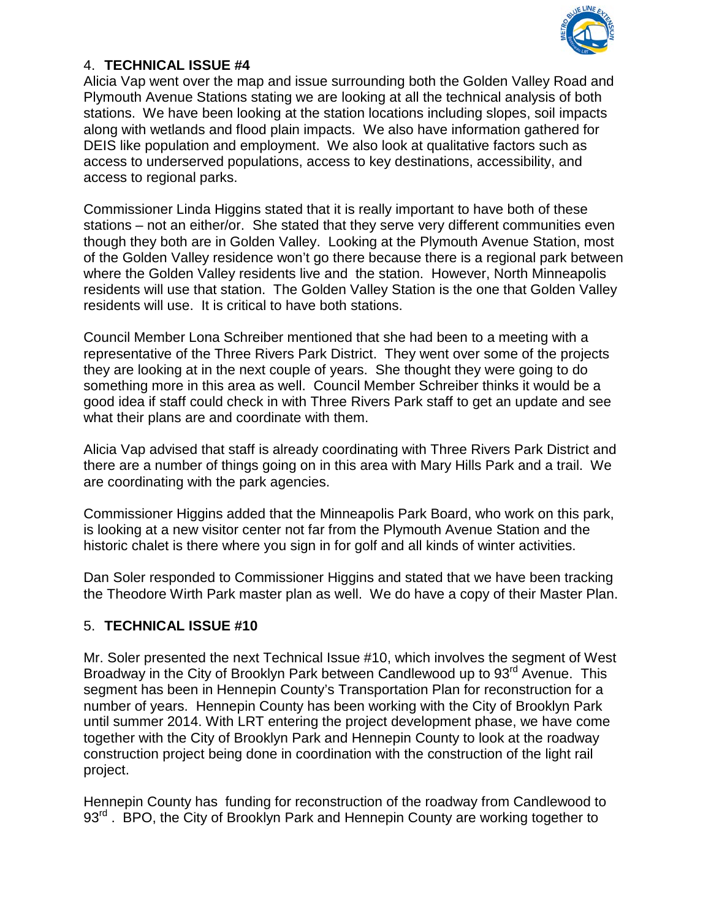4. **TECHNICAL ISSUE #4**

Alicia Vap went over the map and issue surrounding both the Golden Valley Road and Plymouth Avenue Stations stating we are looking at all the technical analysis of both stations. We have been looking at the station locations including slopes, soil impacts along with wetlands and flood plain impacts. We also have information gathered for DEIS like population and employment. We also look at qualitative factors such as access to underserved populations, access to key destinations, accessibility, and access to regional parks.

Commissioner Linda Higgins stated that it is really important to have both of these stations – not an either/or. She stated that they serve very different communities even though they both are in Golden Valley. Looking at the Plymouth Avenue Station, most of the Golden Valley residence won't go there because there is a regional park between where the Golden Valley residents live and the station. However, North Minneapolis residents will use that station. The Golden Valley Station is the one that Golden Valley residents will use. It is critical to have both stations.

Council Member Lona Schreiber mentioned that she had been to a meeting with a representative of the Three Rivers Park District. They went over some of the projects they are looking at in the next couple of years. She thought they were going to do something more in this area as well. Council Member Schreiber thinks it would be a good idea if staff could check in with Three Rivers Park staff to get an update and see what their plans are and coordinate with them.

Alicia Vap advised that staff is already coordinating with Three Rivers Park District and there are a number of things going on in this area with Mary Hills Park and a trail. We are coordinating with the park agencies.

Commissioner Higgins added that the Minneapolis Park Board, who work on this park, is looking at a new visitor center not far from the Plymouth Avenue Station and the historic chalet is there where you sign in for golf and all kinds of winter activities.

Dan Soler responded to Commissioner Higgins and stated that we have been tracking the Theodore Wirth Park master plan as well. We do have a copy of their Master Plan.

5. **TECHNICAL ISSUE #10**

Mr. Soler presented the next Technical Issue #10, which involves the segment of West Broadway in the City of Brooklyn Park between Candlewood up to 93rd Avenue. This segment has been in Hennepin County's Transportation Plan for reconstruction for a number of years. Hennepin County has been working with the City of Brooklyn Park until summer 2014. With LRT entering the project development phase, we have come together with the City of Brooklyn Park and Hennepin County to look at the roadway construction project being done in coordination with the construction of the light rail project.

Hennepin County has funding for reconstruction of the roadway from Candlewood to 93rd . BPO, the City of Brooklyn Park and Hennepin County are working together to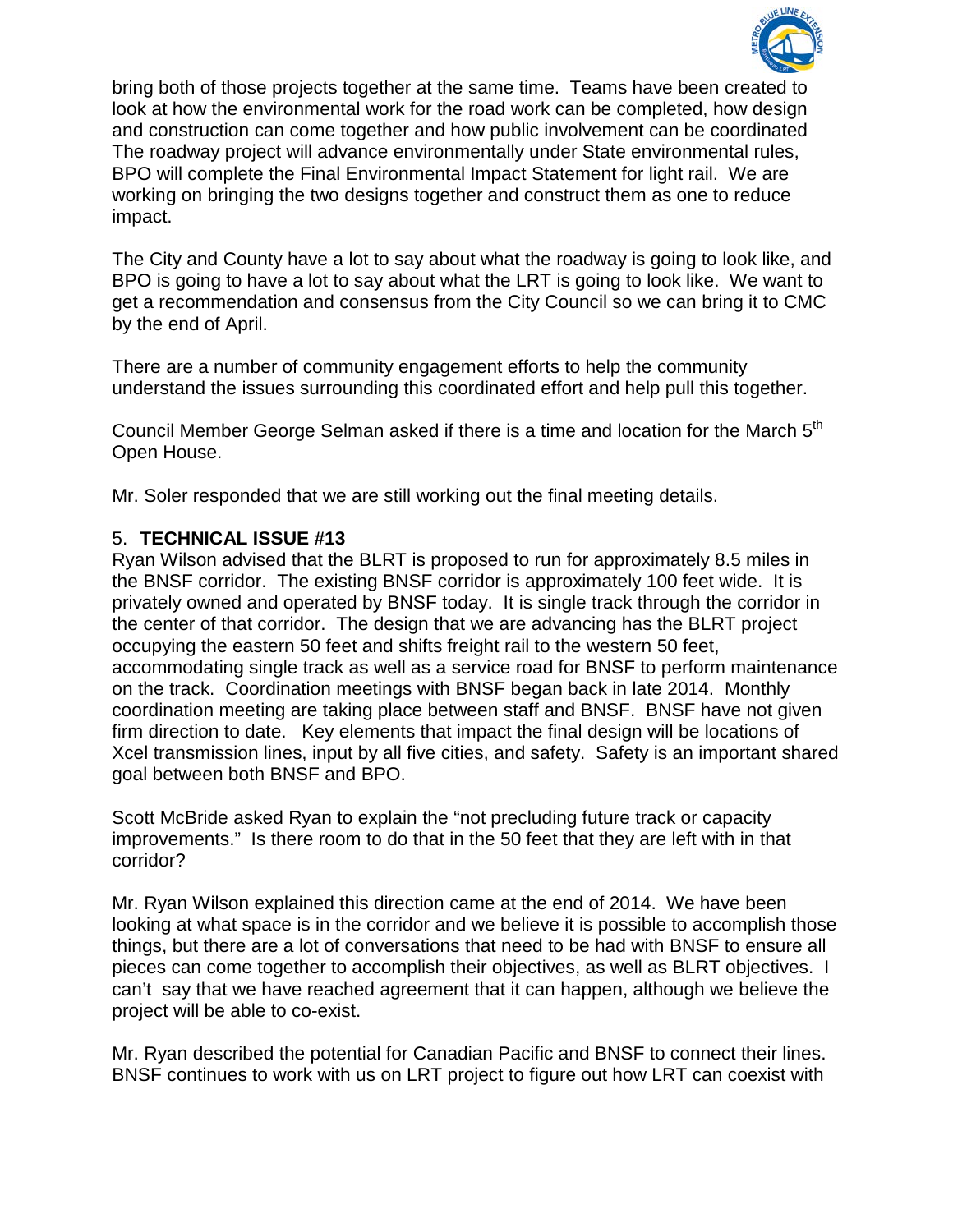bring both of those projects together at the same time. Teams have been created to look at how the environmental work for the road work can be completed, how design and construction can come together and how public involvement can be coordinated The roadway project will advance environmentally under State environmental rules, BPO will complete the Final Environmental Impact Statement for light rail. We are working on bringing the two designs together and construct them as one to reduce impact.

The City and County have a lot to say about what the roadway is going to look like, and BPO is going to have a lot to say about what the LRT is going to look like. We want to get a recommendation and consensus from the City Council so we can bring it to CMC by the end of April.

There are a number of community engagement efforts to help the community understand the issues surrounding this coordinated effort and help pull this together.

Council Member George Selman asked if there is a time and location for the March 5th Open House.

Mr. Soler responded that we are still working out the final meeting details.

5. **TECHNICAL ISSUE #13**

Ryan Wilson advised that the BLRT is proposed to run for approximately 8.5 miles in the BNSF corridor. The existing BNSF corridor is approximately 100 feet wide. It is privately owned and operated by BNSF today. It is single track through the corridor in the center of that corridor. The design that we are advancing has the BLRT project occupying the eastern 50 feet and shifts freight rail to the western 50 feet, accommodating single track as well as a service road for BNSF to perform maintenance on the track. Coordination meetings with BNSF began back in late 2014. Monthly coordination meeting are taking place between staff and BNSF. BNSF have not given firm direction to date. Key elements that impact the final design will be locations of Xcel transmission lines, input by all five cities, and safety. Safety is an important shared goal between both BNSF and BPO.

Scott McBride asked Ryan to explain the "not precluding future track or capacity improvements." Is there room to do that in the 50 feet that they are left with in that corridor?

Mr. Ryan Wilson explained this direction came at the end of 2014. We have been looking at what space is in the corridor and we believe it is possible to accomplish those things, but there are a lot of conversations that need to be had with BNSF to ensure all pieces can come together to accomplish their objectives, as well as BLRT objectives. I can't say that we have reached agreement that it can happen, although we believe the project will be able to co-exist.

Mr. Ryan described the potential for Canadian Pacific and BNSF to connect their lines. BNSF continues to work with us on LRT project to figure out how LRT can coexist with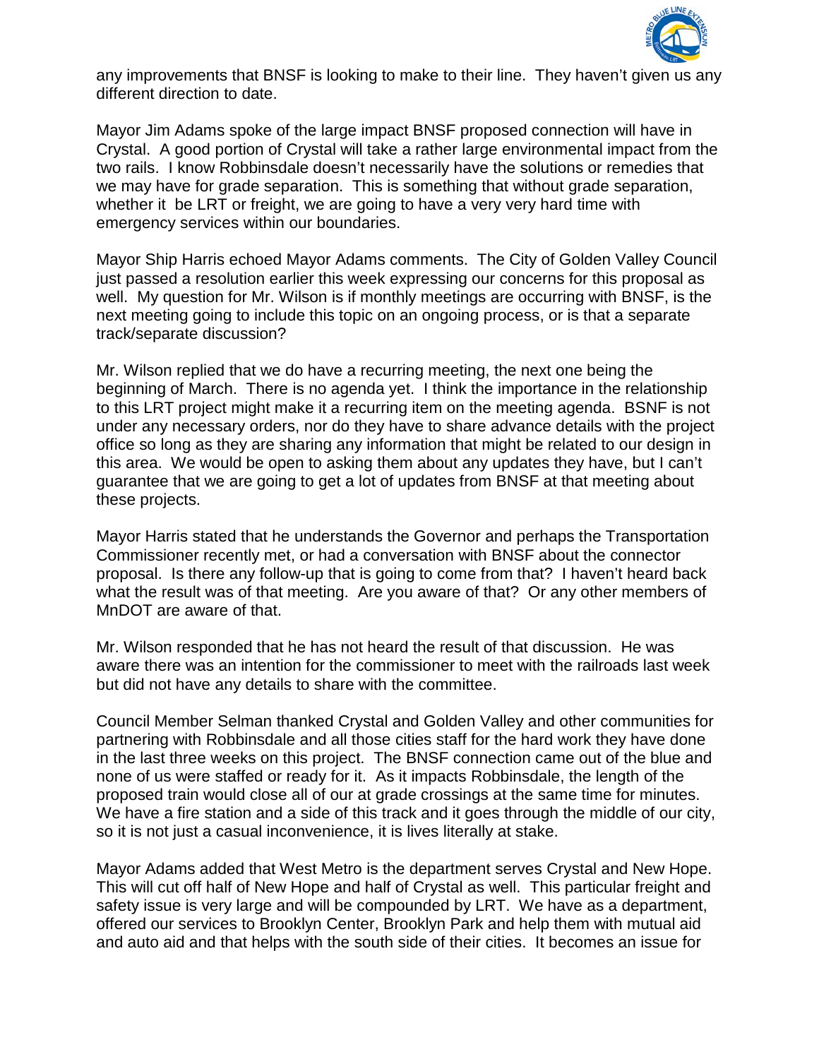any improvements that BNSF is looking to make to their line. They haven't given us any different direction to date.

Mayor Jim Adams spoke of the large impact BNSF proposed connection will have in Crystal. A good portion of Crystal will take a rather large environmental impact from the two rails. I know Robbinsdale doesn't necessarily have the solutions or remedies that we may have for grade separation. This is something that without grade separation, whether it be LRT or freight, we are going to have a very very hard time with emergency services within our boundaries.

Mayor Ship Harris echoed Mayor Adams comments. The City of Golden Valley Council just passed a resolution earlier this week expressing our concerns for this proposal as well. My question for Mr. Wilson is if monthly meetings are occurring with BNSF, is the next meeting going to include this topic on an ongoing process, or is that a separate track/separate discussion?

Mr. Wilson replied that we do have a recurring meeting, the next one being the beginning of March. There is no agenda yet. I think the importance in the relationship to this LRT project might make it a recurring item on the meeting agenda. BSNF is not under any necessary orders, nor do they have to share advance details with the project office so long as they are sharing any information that might be related to our design in this area. We would be open to asking them about any updates they have, but I can't guarantee that we are going to get a lot of updates from BNSF at that meeting about these projects.

Mayor Harris stated that he understands the Governor and perhaps the Transportation Commissioner recently met, or had a conversation with BNSF about the connector proposal. Is there any follow-up that is going to come from that? I haven't heard back what the result was of that meeting. Are you aware of that? Or any other members of MnDOT are aware of that.

Mr. Wilson responded that he has not heard the result of that discussion. He was aware there was an intention for the commissioner to meet with the railroads last week but did not have any details to share with the committee.

Council Member Selman thanked Crystal and Golden Valley and other communities for partnering with Robbinsdale and all those cities staff for the hard work they have done in the last three weeks on this project. The BNSF connection came out of the blue and none of us were staffed or ready for it. As it impacts Robbinsdale, the length of the proposed train would close all of our at grade crossings at the same time for minutes. We have a fire station and a side of this track and it goes through the middle of our city, so it is not just a casual inconvenience, it is lives literally at stake.

Mayor Adams added that West Metro is the department serves Crystal and New Hope. This will cut off half of New Hope and half of Crystal as well. This particular freight and safety issue is very large and will be compounded by LRT. We have as a department, offered our services to Brooklyn Center, Brooklyn Park and help them with mutual aid and auto aid and that helps with the south side of their cities. It becomes an issue for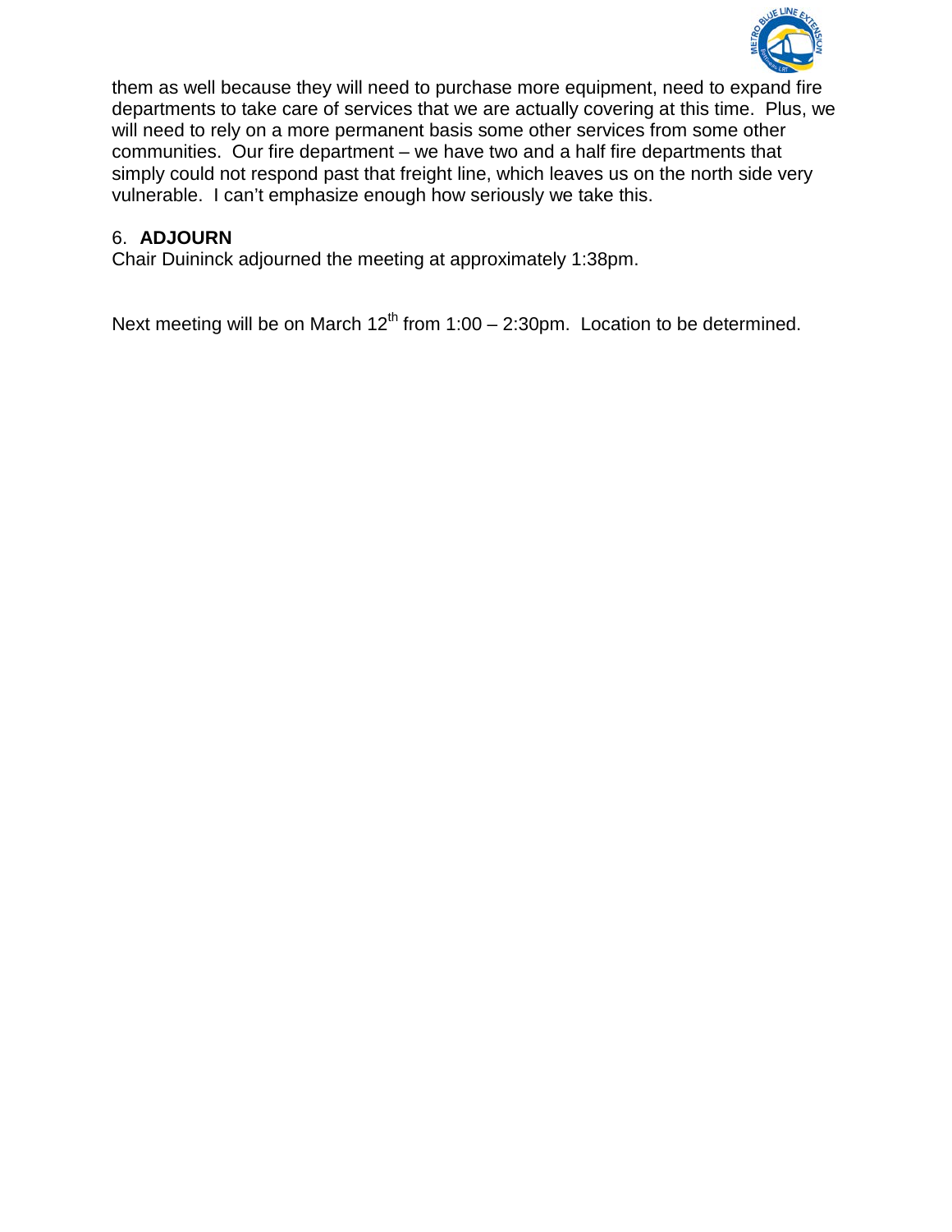them as well because they will need to purchase more equipment, need to expand fire departments to take care of services that we are actually covering at this time. Plus, we will need to rely on a more permanent basis some other services from some other communities. Our fire department – we have two and a half fire departments that simply could not respond past that freight line, which leaves us on the north side very vulnerable. I can't emphasize enough how seriously we take this.

6. **ADJOURN**

Chair Duininck adjourned the meeting at approximately 1:38pm.

Next meeting will be on March 12th from 1:00 – 2:30pm. Location to be determined.